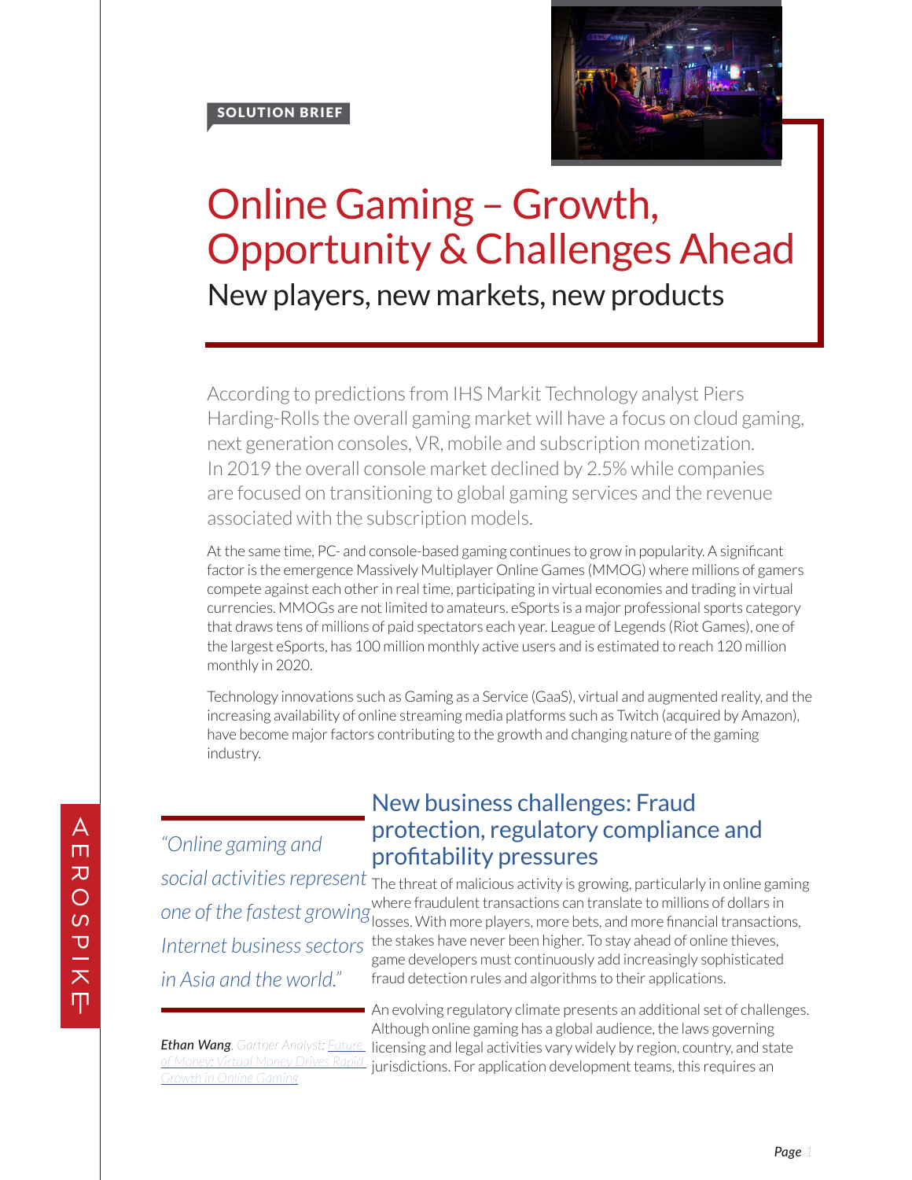SOLUTION BRIEF

# Online Gaming – Growth, Opportunity & Challenges Ahead

## New players, new markets, new products

According to predictions from IHS Markit Technology analyst Piers Harding-Rolls the overall gaming market will have a focus on cloud gaming, next generation consoles, VR, mobile and subscription monetization. In 2019 the overall console market declined by 2.5% while companies are focused on transitioning to global gaming services and the revenue associated with the subscription models.

At the same time, PC- and console-based gaming continues to grow in popularity. A significant factor is the emergence Massively Multiplayer Online Games (MMOG) where millions of gamers compete against each other in real time, participating in virtual economies and trading in virtual currencies. MMOGs are not limited to amateurs. eSports is a major professional sports category that draws tens of millions of paid spectators each year. League of Legends (Riot Games), one of the largest eSports, has 100 million monthly active users and is estimated to reach 120 million monthly in 2020.

Technology innovations such as Gaming as a Service (GaaS), virtual and augmented reality, and the increasing availability of online streaming media platforms such as Twitch (acquired by Amazon), have become major factors contributing to the growth and changing nature of the gaming industry.

> *"Online gaming and social activities represent one of the fastest growing Internet business sectors in Asia and the world."*
>
> **Ethan Wang**, Gartner Analyst: Future of Money: Virtual Money Drives Rapid Growth in Online Gaming

### New business challenges: Fraud protection, regulatory compliance and profitability pressures

The threat of malicious activity is growing, particularly in online gaming where fraudulent transactions can translate to millions of dollars in losses. With more players, more bets, and more financial transactions, the stakes have never been higher. To stay ahead of online thieves, game developers must continuously add increasingly sophisticated fraud detection rules and algorithms to their applications.

An evolving regulatory climate presents an additional set of challenges. Although online gaming has a global audience, the laws governing licensing and legal activities vary widely by region, country, and state jurisdictions. For application development teams, this requires an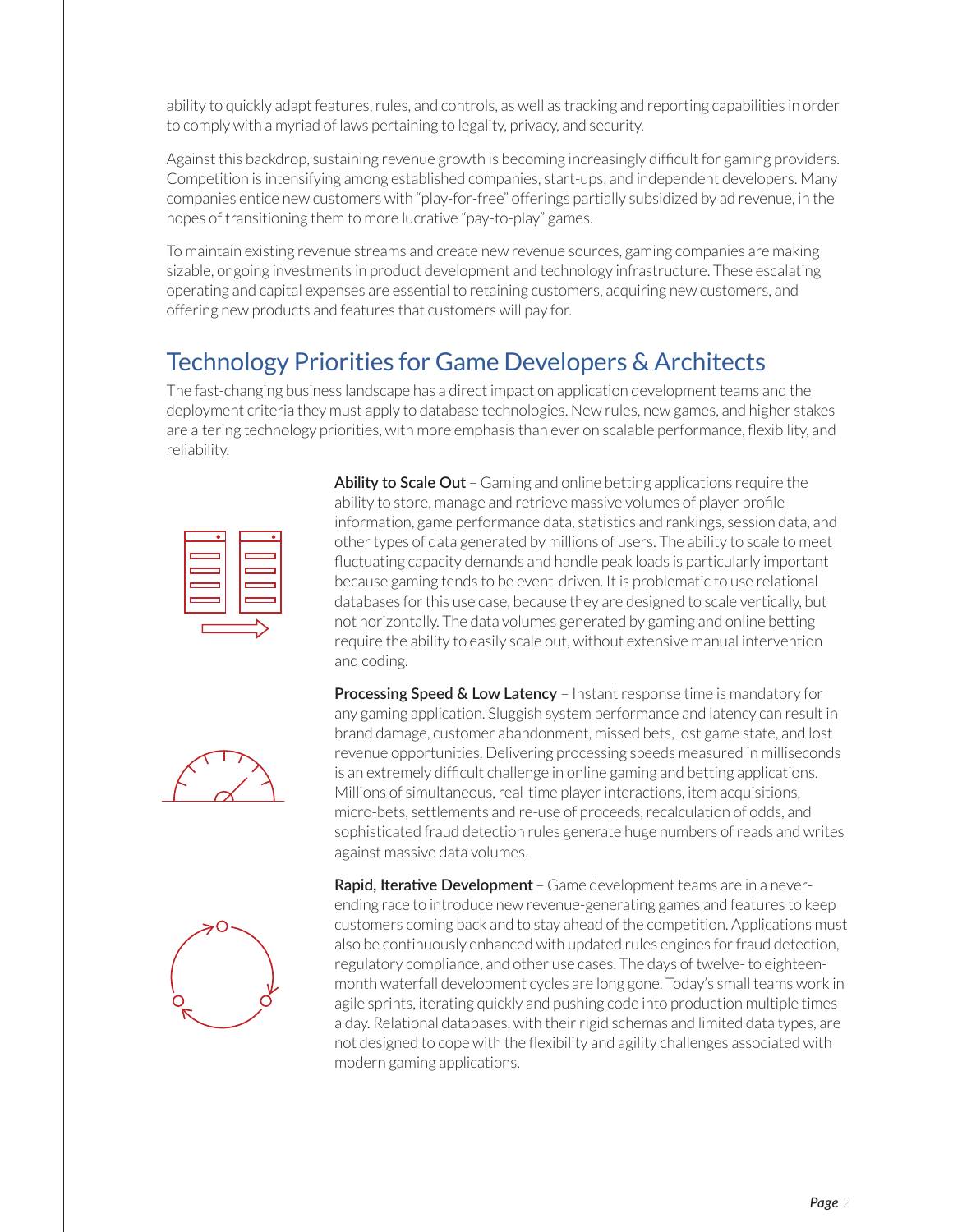ability to quickly adapt features, rules, and controls, as well as tracking and reporting capabilities in order to comply with a myriad of laws pertaining to legality, privacy, and security.

Against this backdrop, sustaining revenue growth is becoming increasingly difficult for gaming providers. Competition is intensifying among established companies, start-ups, and independent developers. Many companies entice new customers with "play-for-free" offerings partially subsidized by ad revenue, in the hopes of transitioning them to more lucrative "pay-to-play" games.

To maintain existing revenue streams and create new revenue sources, gaming companies are making sizable, ongoing investments in product development and technology infrastructure. These escalating operating and capital expenses are essential to retaining customers, acquiring new customers, and offering new products and features that customers will pay for.

## Technology Priorities for Game Developers & Architects

The fast-changing business landscape has a direct impact on application development teams and the deployment criteria they must apply to database technologies. New rules, new games, and higher stakes are altering technology priorities, with more emphasis than ever on scalable performance, flexibility, and reliability.

**Ability to Scale Out** – Gaming and online betting applications require the ability to store, manage and retrieve massive volumes of player profile information, game performance data, statistics and rankings, session data, and other types of data generated by millions of users. The ability to scale to meet fluctuating capacity demands and handle peak loads is particularly important because gaming tends to be event-driven. It is problematic to use relational databases for this use case, because they are designed to scale vertically, but not horizontally. The data volumes generated by gaming and online betting require the ability to easily scale out, without extensive manual intervention and coding.

**Processing Speed & Low Latency** – Instant response time is mandatory for any gaming application. Sluggish system performance and latency can result in brand damage, customer abandonment, missed bets, lost game state, and lost revenue opportunities. Delivering processing speeds measured in milliseconds is an extremely difficult challenge in online gaming and betting applications. Millions of simultaneous, real-time player interactions, item acquisitions, micro-bets, settlements and re-use of proceeds, recalculation of odds, and sophisticated fraud detection rules generate huge numbers of reads and writes against massive data volumes.

**Rapid, Iterative Development** – Game development teams are in a never-ending race to introduce new revenue-generating games and features to keep customers coming back and to stay ahead of the competition. Applications must also be continuously enhanced with updated rules engines for fraud detection, regulatory compliance, and other use cases. The days of twelve- to eighteen-month waterfall development cycles are long gone. Today's small teams work in agile sprints, iterating quickly and pushing code into production multiple times a day. Relational databases, with their rigid schemas and limited data types, are not designed to cope with the flexibility and agility challenges associated with modern gaming applications.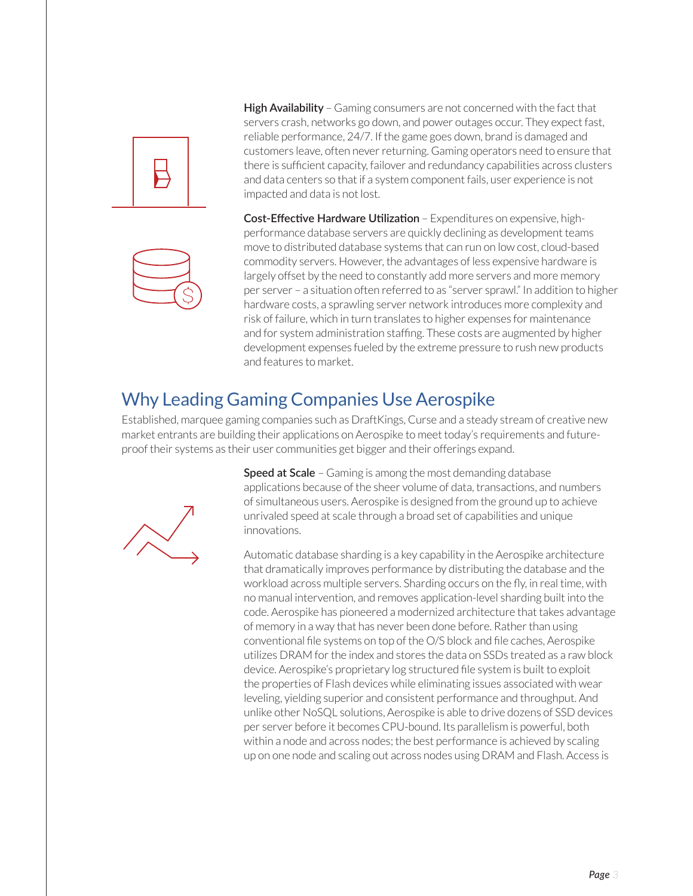**High Availability** – Gaming consumers are not concerned with the fact that servers crash, networks go down, and power outages occur. They expect fast, reliable performance, 24/7. If the game goes down, brand is damaged and customers leave, often never returning. Gaming operators need to ensure that there is sufficient capacity, failover and redundancy capabilities across clusters and data centers so that if a system component fails, user experience is not impacted and data is not lost.

**Cost-Effective Hardware Utilization** – Expenditures on expensive, high-performance database servers are quickly declining as development teams move to distributed database systems that can run on low cost, cloud-based commodity servers. However, the advantages of less expensive hardware is largely offset by the need to constantly add more servers and more memory per server – a situation often referred to as "server sprawl." In addition to higher hardware costs, a sprawling server network introduces more complexity and risk of failure, which in turn translates to higher expenses for maintenance and for system administration staffing. These costs are augmented by higher development expenses fueled by the extreme pressure to rush new products and features to market.

## Why Leading Gaming Companies Use Aerospike

Established, marquee gaming companies such as DraftKings, Curse and a steady stream of creative new market entrants are building their applications on Aerospike to meet today's requirements and future-proof their systems as their user communities get bigger and their offerings expand.

**Speed at Scale** – Gaming is among the most demanding database applications because of the sheer volume of data, transactions, and numbers of simultaneous users. Aerospike is designed from the ground up to achieve unrivaled speed at scale through a broad set of capabilities and unique innovations.

Automatic database sharding is a key capability in the Aerospike architecture that dramatically improves performance by distributing the database and the workload across multiple servers. Sharding occurs on the fly, in real time, with no manual intervention, and removes application-level sharding built into the code. Aerospike has pioneered a modernized architecture that takes advantage of memory in a way that has never been done before. Rather than using conventional file systems on top of the O/S block and file caches, Aerospike utilizes DRAM for the index and stores the data on SSDs treated as a raw block device. Aerospike's proprietary log structured file system is built to exploit the properties of Flash devices while eliminating issues associated with wear leveling, yielding superior and consistent performance and throughput. And unlike other NoSQL solutions, Aerospike is able to drive dozens of SSD devices per server before it becomes CPU-bound. Its parallelism is powerful, both within a node and across nodes; the best performance is achieved by scaling up on one node and scaling out across nodes using DRAM and Flash. Access is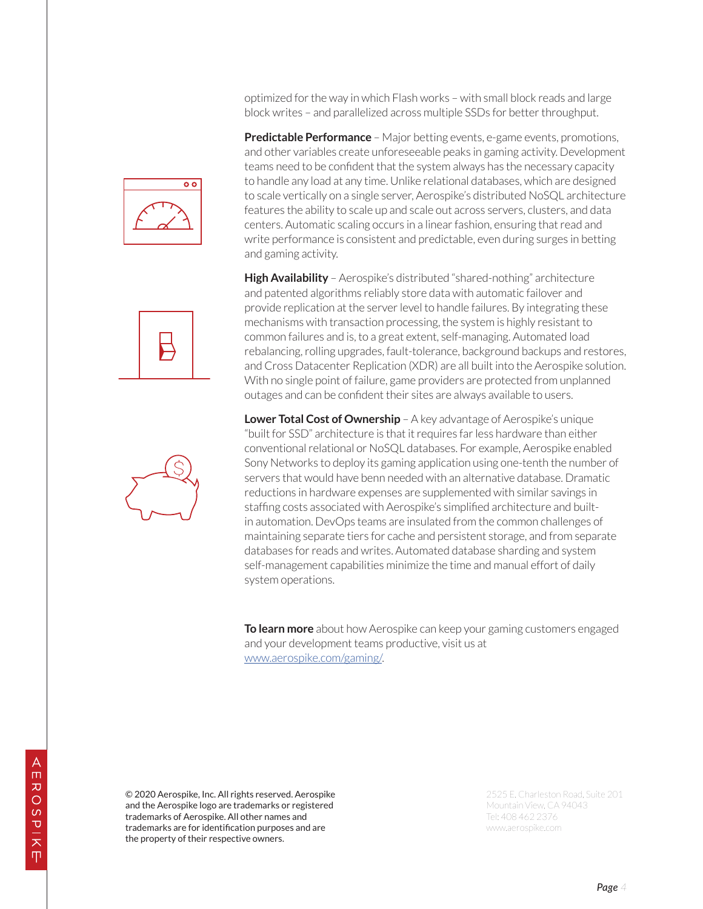optimized for the way in which Flash works – with small block reads and large block writes – and parallelized across multiple SSDs for better throughput.

**Predictable Performance** – Major betting events, e-game events, promotions, and other variables create unforeseeable peaks in gaming activity. Development teams need to be confident that the system always has the necessary capacity to handle any load at any time. Unlike relational databases, which are designed to scale vertically on a single server, Aerospike's distributed NoSQL architecture features the ability to scale up and scale out across servers, clusters, and data centers. Automatic scaling occurs in a linear fashion, ensuring that read and write performance is consistent and predictable, even during surges in betting and gaming activity.

**High Availability** – Aerospike's distributed "shared-nothing" architecture and patented algorithms reliably store data with automatic failover and provide replication at the server level to handle failures. By integrating these mechanisms with transaction processing, the system is highly resistant to common failures and is, to a great extent, self-managing. Automated load rebalancing, rolling upgrades, fault-tolerance, background backups and restores, and Cross Datacenter Replication (XDR) are all built into the Aerospike solution. With no single point of failure, game providers are protected from unplanned outages and can be confident their sites are always available to users.

**Lower Total Cost of Ownership** – A key advantage of Aerospike's unique "built for SSD" architecture is that it requires far less hardware than either conventional relational or NoSQL databases. For example, Aerospike enabled Sony Networks to deploy its gaming application using one-tenth the number of servers that would have benn needed with an alternative database. Dramatic reductions in hardware expenses are supplemented with similar savings in staffing costs associated with Aerospike's simplified architecture and built-in automation. DevOps teams are insulated from the common challenges of maintaining separate tiers for cache and persistent storage, and from separate databases for reads and writes. Automated database sharding and system self-management capabilities minimize the time and manual effort of daily system operations.

**To learn more** about how Aerospike can keep your gaming customers engaged and your development teams productive, visit us at [www.aerospike.com/gaming/](www.aerospike.com/gaming/).

© 2020 Aerospike, Inc. All rights reserved. Aerospike and the Aerospike logo are trademarks or registered trademarks of Aerospike. All other names and trademarks are for identification purposes and are the property of their respective owners.

2525 E. Charleston Road, Suite 201
Mountain View, CA 94043
Tel: 408 462 2376
www.aerospike.com